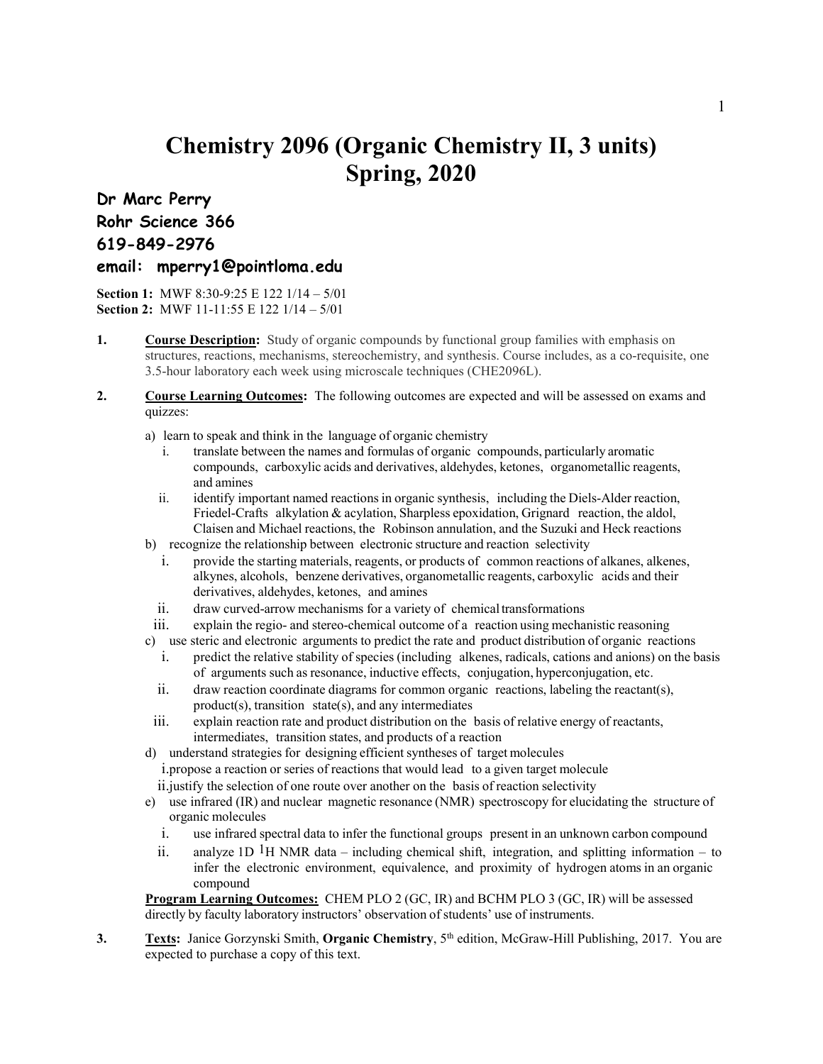# Chemistry 2096 (Organic Chemistry II, 3 units) Spring, 2020

**Dr Marc Perry**
**Rohr Science 366**
**619-849-2976**
**email: mperry1@pointloma.edu**

**Section 1:** MWF 8:30-9:25 E 122 1/14 – 5/01
**Section 2:** MWF 11-11:55 E 122 1/14 – 5/01

1. **Course Description:** Study of organic compounds by functional group families with emphasis on structures, reactions, mechanisms, stereochemistry, and synthesis. Course includes, as a co-requisite, one 3.5-hour laboratory each week using microscale techniques (CHE2096L).

2. **Course Learning Outcomes:** The following outcomes are expected and will be assessed on exams and quizzes:

   a) learn to speak and think in the language of organic chemistry
      i. translate between the names and formulas of organic compounds, particularly aromatic compounds, carboxylic acids and derivatives, aldehydes, ketones, organometallic reagents, and amines
      ii. identify important named reactions in organic synthesis, including the Diels-Alder reaction, Friedel-Crafts alkylation & acylation, Sharpless epoxidation, Grignard reaction, the aldol, Claisen and Michael reactions, the Robinson annulation, and the Suzuki and Heck reactions

   b) recognize the relationship between electronic structure and reaction selectivity
      i. provide the starting materials, reagents, or products of common reactions of alkanes, alkenes, alkynes, alcohols, benzene derivatives, organometallic reagents, carboxylic acids and their derivatives, aldehydes, ketones, and amines
      ii. draw curved-arrow mechanisms for a variety of chemical transformations
      iii. explain the regio- and stereo-chemical outcome of a reaction using mechanistic reasoning

   c) use steric and electronic arguments to predict the rate and product distribution of organic reactions
      i. predict the relative stability of species (including alkenes, radicals, cations and anions) on the basis of arguments such as resonance, inductive effects, conjugation, hyperconjugation, etc.
      ii. draw reaction coordinate diagrams for common organic reactions, labeling the reactant(s), product(s), transition state(s), and any intermediates
      iii. explain reaction rate and product distribution on the basis of relative energy of reactants, intermediates, transition states, and products of a reaction

   d) understand strategies for designing efficient syntheses of target molecules
      i. propose a reaction or series of reactions that would lead to a given target molecule
      ii. justify the selection of one route over another on the basis of reaction selectivity

   e) use infrared (IR) and nuclear magnetic resonance (NMR) spectroscopy for elucidating the structure of organic molecules
      i. use infrared spectral data to infer the functional groups present in an unknown carbon compound
      ii. analyze 1D $^{1}H$ NMR data – including chemical shift, integration, and splitting information – to infer the electronic environment, equivalence, and proximity of hydrogen atoms in an organic compound

   **Program Learning Outcomes:** CHEM PLO 2 (GC, IR) and BCHM PLO 3 (GC, IR) will be assessed directly by faculty laboratory instructors' observation of students' use of instruments.

3. **Texts:** Janice Gorzynski Smith, **Organic Chemistry**, 5th edition, McGraw-Hill Publishing, 2017. You are expected to purchase a copy of this text.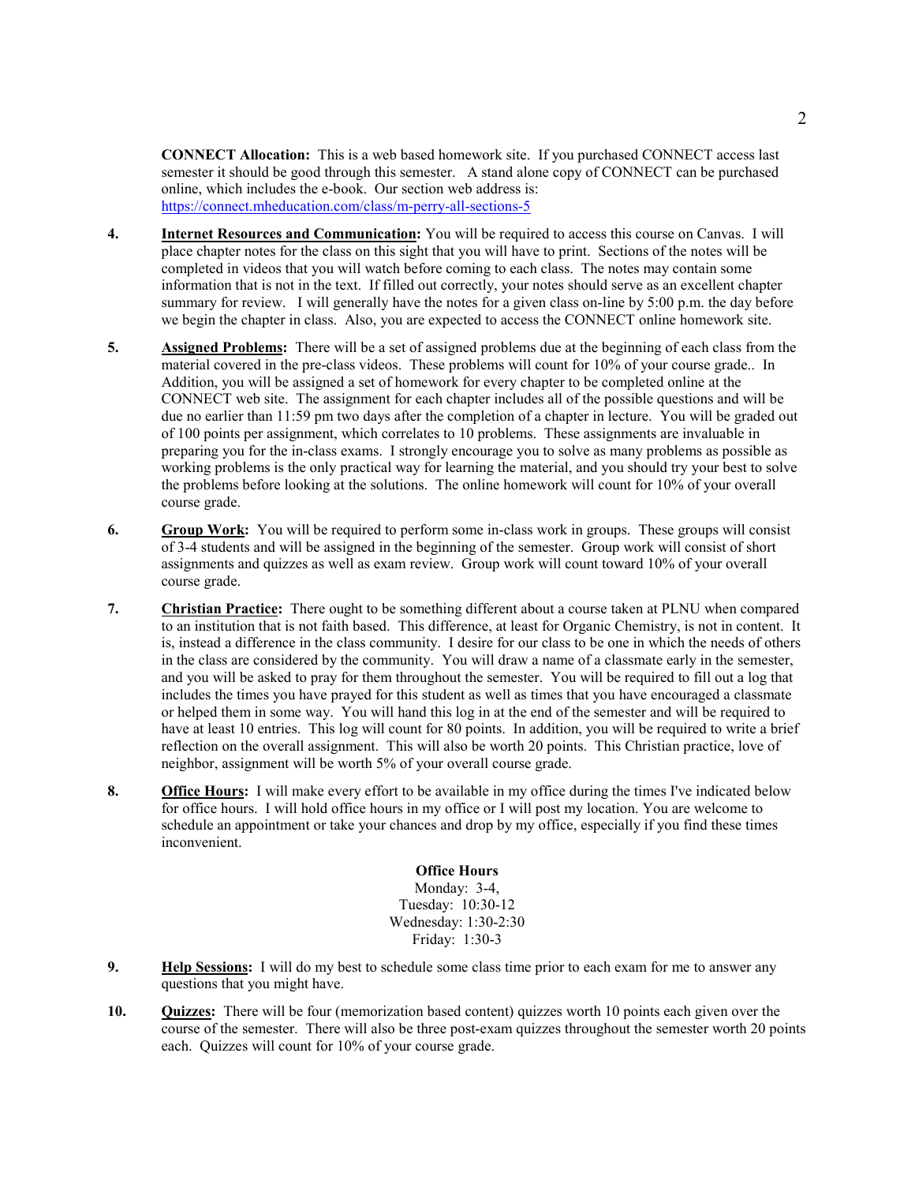**CONNECT Allocation:** This is a web based homework site. If you purchased CONNECT access last semester it should be good through this semester. A stand alone copy of CONNECT can be purchased online, which includes the e-book. Our section web address is: https://connect.mheducation.com/class/m-perry-all-sections-5

4. **Internet Resources and Communication:** You will be required to access this course on Canvas. I will place chapter notes for the class on this sight that you will have to print. Sections of the notes will be completed in videos that you will watch before coming to each class. The notes may contain some information that is not in the text. If filled out correctly, your notes should serve as an excellent chapter summary for review. I will generally have the notes for a given class on-line by 5:00 p.m. the day before we begin the chapter in class. Also, you are expected to access the CONNECT online homework site.

5. **Assigned Problems:** There will be a set of assigned problems due at the beginning of each class from the material covered in the pre-class videos. These problems will count for 10% of your course grade.. In Addition, you will be assigned a set of homework for every chapter to be completed online at the CONNECT web site. The assignment for each chapter includes all of the possible questions and will be due no earlier than 11:59 pm two days after the completion of a chapter in lecture. You will be graded out of 100 points per assignment, which correlates to 10 problems. These assignments are invaluable in preparing you for the in-class exams. I strongly encourage you to solve as many problems as possible as working problems is the only practical way for learning the material, and you should try your best to solve the problems before looking at the solutions. The online homework will count for 10% of your overall course grade.

6. **Group Work:** You will be required to perform some in-class work in groups. These groups will consist of 3-4 students and will be assigned in the beginning of the semester. Group work will consist of short assignments and quizzes as well as exam review. Group work will count toward 10% of your overall course grade.

7. **Christian Practice:** There ought to be something different about a course taken at PLNU when compared to an institution that is not faith based. This difference, at least for Organic Chemistry, is not in content. It is, instead a difference in the class community. I desire for our class to be one in which the needs of others in the class are considered by the community. You will draw a name of a classmate early in the semester, and you will be asked to pray for them throughout the semester. You will be required to fill out a log that includes the times you have prayed for this student as well as times that you have encouraged a classmate or helped them in some way. You will hand this log in at the end of the semester and will be required to have at least 10 entries. This log will count for 80 points. In addition, you will be required to write a brief reflection on the overall assignment. This will also be worth 20 points. This Christian practice, love of neighbor, assignment will be worth 5% of your overall course grade.

8. **Office Hours:** I will make every effort to be available in my office during the times I've indicated below for office hours. I will hold office hours in my office or I will post my location. You are welcome to schedule an appointment or take your chances and drop by my office, especially if you find these times inconvenient.

**Office Hours**

Monday: 3-4,
Tuesday: 10:30-12
Wednesday: 1:30-2:30
Friday: 1:30-3

9. **Help Sessions:** I will do my best to schedule some class time prior to each exam for me to answer any questions that you might have.

10. **Quizzes:** There will be four (memorization based content) quizzes worth 10 points each given over the course of the semester. There will also be three post-exam quizzes throughout the semester worth 20 points each. Quizzes will count for 10% of your course grade.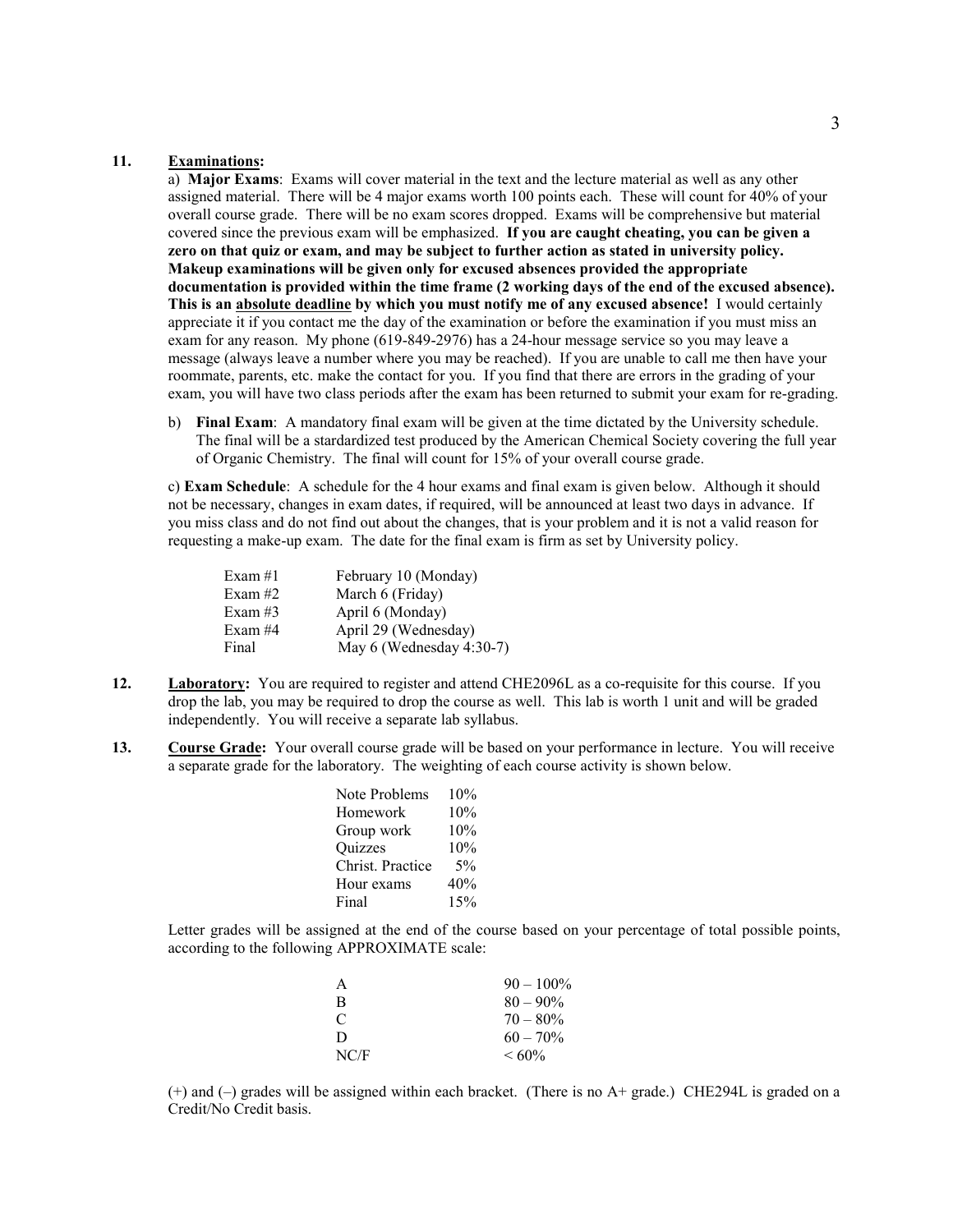**11. Examinations:**

a) **Major Exams**: Exams will cover material in the text and the lecture material as well as any other assigned material. There will be 4 major exams worth 100 points each. These will count for 40% of your overall course grade. There will be no exam scores dropped. Exams will be comprehensive but material covered since the previous exam will be emphasized. **If you are caught cheating, you can be given a zero on that quiz or exam, and may be subject to further action as stated in university policy. Makeup examinations will be given only for excused absences provided the appropriate documentation is provided within the time frame (2 working days of the end of the excused absence). This is an <u>absolute deadline</u> by which you must notify me of any excused absence!** I would certainly appreciate it if you contact me the day of the examination or before the examination if you must miss an exam for any reason. My phone (619-849-2976) has a 24-hour message service so you may leave a message (always leave a number where you may be reached). If you are unable to call me then have your roommate, parents, etc. make the contact for you. If you find that there are errors in the grading of your exam, you will have two class periods after the exam has been returned to submit your exam for re-grading.

b) **Final Exam**: A mandatory final exam will be given at the time dictated by the University schedule. The final will be a stardardized test produced by the American Chemical Society covering the full year of Organic Chemistry. The final will count for 15% of your overall course grade.

c) **Exam Schedule**: A schedule for the 4 hour exams and final exam is given below. Although it should not be necessary, changes in exam dates, if required, will be announced at least two days in advance. If you miss class and do not find out about the changes, that is your problem and it is not a valid reason for requesting a make-up exam. The date for the final exam is firm as set by University policy.

| | |
|---|---|
| Exam #1 | February 10 (Monday) |
| Exam #2 | March 6 (Friday) |
| Exam #3 | April 6 (Monday) |
| Exam #4 | April 29 (Wednesday) |
| Final | May 6 (Wednesday 4:30-7) |

**12. Laboratory:** You are required to register and attend CHE2096L as a co-requisite for this course. If you drop the lab, you may be required to drop the course as well. This lab is worth 1 unit and will be graded independently. You will receive a separate lab syllabus.

**13. Course Grade:** Your overall course grade will be based on your performance in lecture. You will receive a separate grade for the laboratory. The weighting of each course activity is shown below.

| | |
|---|---|
| Note Problems | 10% |
| Homework | 10% |
| Group work | 10% |
| Quizzes | 10% |
| Christ. Practice | 5% |
| Hour exams | 40% |
| Final | 15% |

Letter grades will be assigned at the end of the course based on your percentage of total possible points, according to the following APPROXIMATE scale:

| | |
|---|---|
| A | 90 – 100% |
| B | 80 – 90% |
| C | 70 – 80% |
| D | 60 – 70% |
| NC/F | < 60% |

(+) and (–) grades will be assigned within each bracket. (There is no A+ grade.) CHE294L is graded on a Credit/No Credit basis.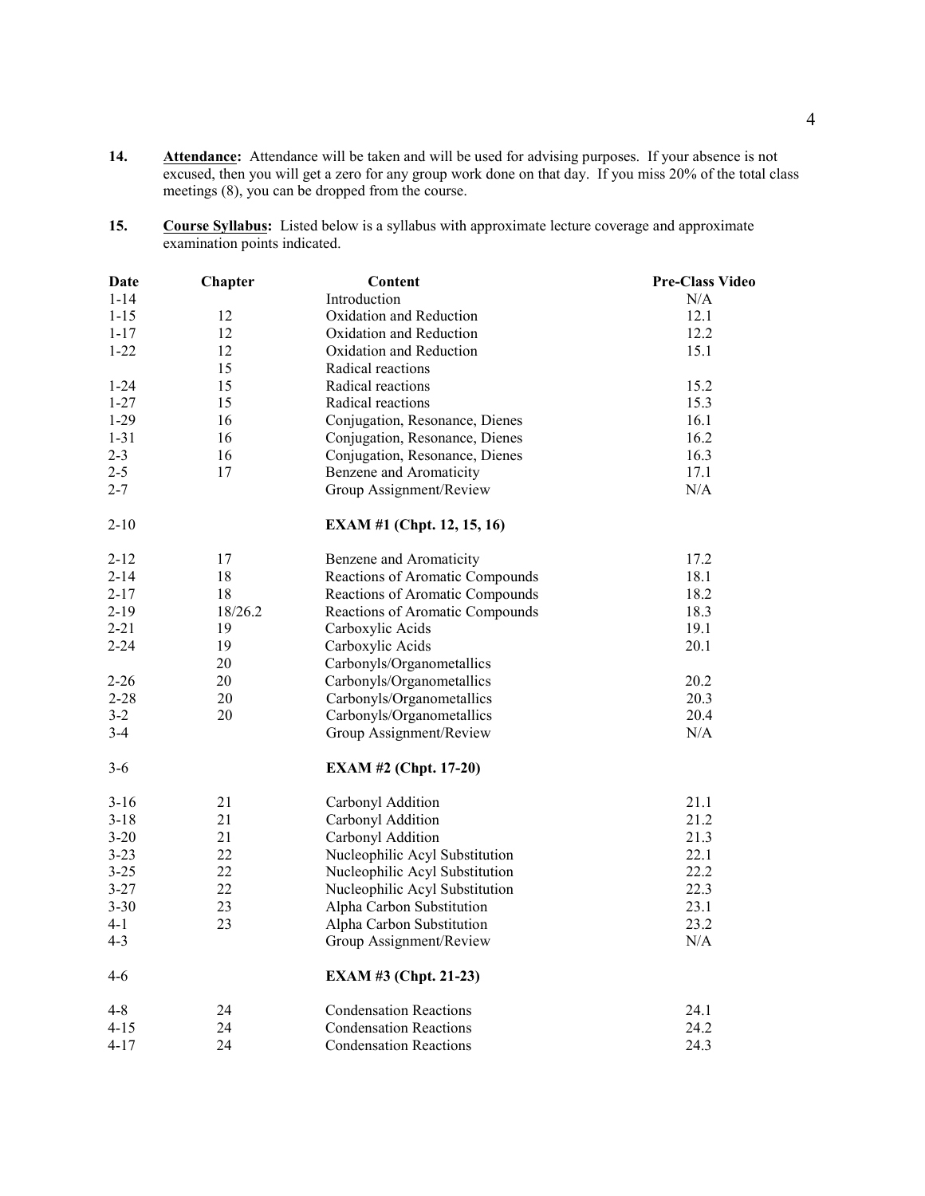14. **Attendance:** Attendance will be taken and will be used for advising purposes. If your absence is not excused, then you will get a zero for any group work done on that day. If you miss 20% of the total class meetings (8), you can be dropped from the course.

15. **Course Syllabus:** Listed below is a syllabus with approximate lecture coverage and approximate examination points indicated.

| Date | Chapter | Content | Pre-Class Video |
|---|---|---|---|
| 1-14 | | Introduction | N/A |
| 1-15 | 12 | Oxidation and Reduction | 12.1 |
| 1-17 | 12 | Oxidation and Reduction | 12.2 |
| 1-22 | 12 | Oxidation and Reduction | 15.1 |
| | 15 | Radical reactions | |
| 1-24 | 15 | Radical reactions | 15.2 |
| 1-27 | 15 | Radical reactions | 15.3 |
| 1-29 | 16 | Conjugation, Resonance, Dienes | 16.1 |
| 1-31 | 16 | Conjugation, Resonance, Dienes | 16.2 |
| 2-3 | 16 | Conjugation, Resonance, Dienes | 16.3 |
| 2-5 | 17 | Benzene and Aromaticity | 17.1 |
| 2-7 | | Group Assignment/Review | N/A |
| 2-10 | | **EXAM #1 (Chpt. 12, 15, 16)** | |
| 2-12 | 17 | Benzene and Aromaticity | 17.2 |
| 2-14 | 18 | Reactions of Aromatic Compounds | 18.1 |
| 2-17 | 18 | Reactions of Aromatic Compounds | 18.2 |
| 2-19 | 18/26.2 | Reactions of Aromatic Compounds | 18.3 |
| 2-21 | 19 | Carboxylic Acids | 19.1 |
| 2-24 | 19 | Carboxylic Acids | 20.1 |
| | 20 | Carbonyls/Organometallics | |
| 2-26 | 20 | Carbonyls/Organometallics | 20.2 |
| 2-28 | 20 | Carbonyls/Organometallics | 20.3 |
| 3-2 | 20 | Carbonyls/Organometallics | 20.4 |
| 3-4 | | Group Assignment/Review | N/A |
| 3-6 | | **EXAM #2 (Chpt. 17-20)** | |
| 3-16 | 21 | Carbonyl Addition | 21.1 |
| 3-18 | 21 | Carbonyl Addition | 21.2 |
| 3-20 | 21 | Carbonyl Addition | 21.3 |
| 3-23 | 22 | Nucleophilic Acyl Substitution | 22.1 |
| 3-25 | 22 | Nucleophilic Acyl Substitution | 22.2 |
| 3-27 | 22 | Nucleophilic Acyl Substitution | 22.3 |
| 3-30 | 23 | Alpha Carbon Substitution | 23.1 |
| 4-1 | 23 | Alpha Carbon Substitution | 23.2 |
| 4-3 | | Group Assignment/Review | N/A |
| 4-6 | | **EXAM #3 (Chpt. 21-23)** | |
| 4-8 | 24 | Condensation Reactions | 24.1 |
| 4-15 | 24 | Condensation Reactions | 24.2 |
| 4-17 | 24 | Condensation Reactions | 24.3 |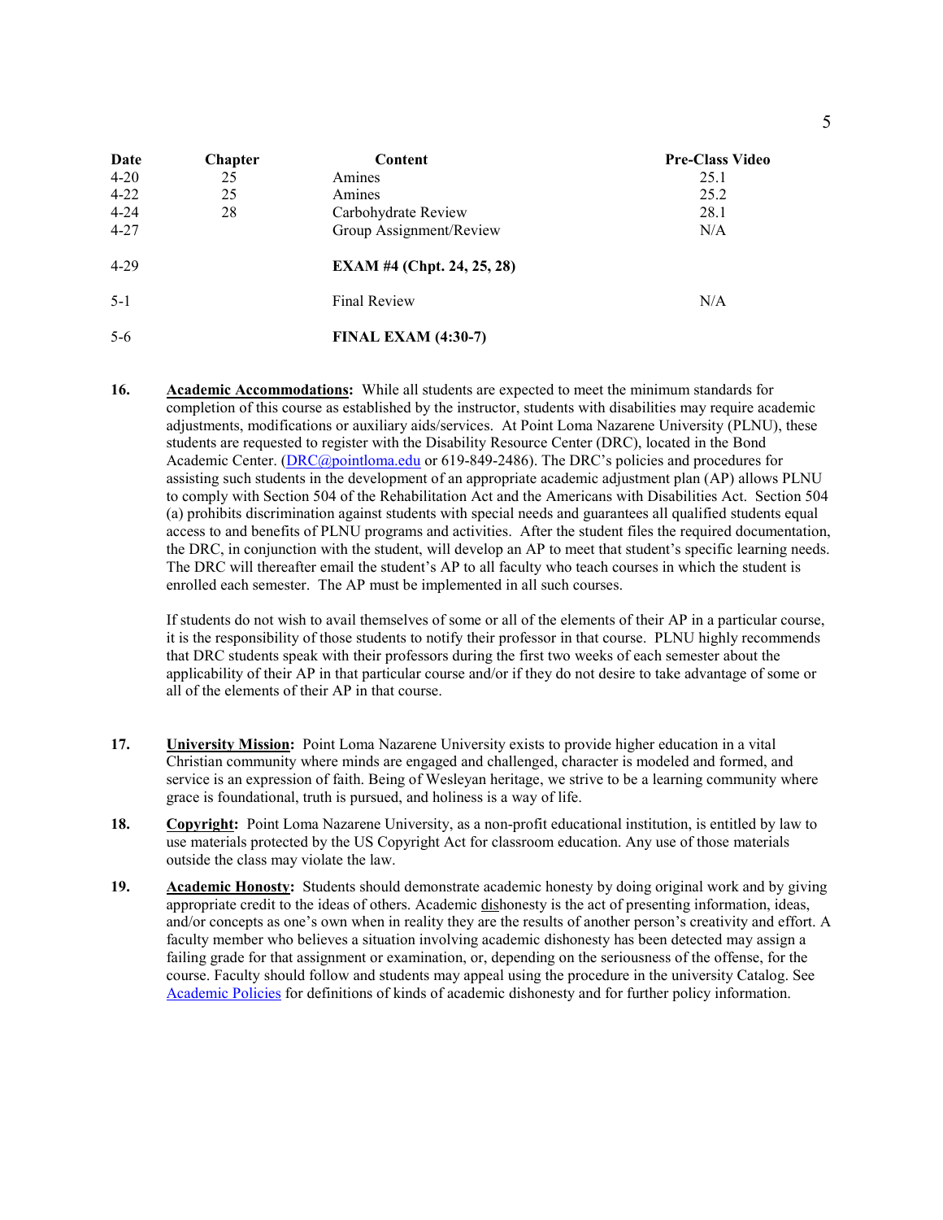| Date | Chapter | Content | Pre-Class Video |
|---|---|---|---|
| 4-20 | 25 | Amines | 25.1 |
| 4-22 | 25 | Amines | 25.2 |
| 4-24 | 28 | Carbohydrate Review | 28.1 |
| 4-27 | | Group Assignment/Review | N/A |
| 4-29 | | **EXAM #4 (Chpt. 24, 25, 28)** | |
| 5-1 | | Final Review | N/A |
| 5-6 | | **FINAL EXAM (4:30-7)** | |

**16.** **Academic Accommodations:** While all students are expected to meet the minimum standards for completion of this course as established by the instructor, students with disabilities may require academic adjustments, modifications or auxiliary aids/services. At Point Loma Nazarene University (PLNU), these students are requested to register with the Disability Resource Center (DRC), located in the Bond Academic Center. ([DRC@pointloma.edu](mailto:DRC@pointloma.edu) or 619-849-2486). The DRC's policies and procedures for assisting such students in the development of an appropriate academic adjustment plan (AP) allows PLNU to comply with Section 504 of the Rehabilitation Act and the Americans with Disabilities Act. Section 504 (a) prohibits discrimination against students with special needs and guarantees all qualified students equal access to and benefits of PLNU programs and activities. After the student files the required documentation, the DRC, in conjunction with the student, will develop an AP to meet that student's specific learning needs. The DRC will thereafter email the student's AP to all faculty who teach courses in which the student is enrolled each semester. The AP must be implemented in all such courses.

If students do not wish to avail themselves of some or all of the elements of their AP in a particular course, it is the responsibility of those students to notify their professor in that course. PLNU highly recommends that DRC students speak with their professors during the first two weeks of each semester about the applicability of their AP in that particular course and/or if they do not desire to take advantage of some or all of the elements of their AP in that course.

**17.** **University Mission:** Point Loma Nazarene University exists to provide higher education in a vital Christian community where minds are engaged and challenged, character is modeled and formed, and service is an expression of faith. Being of Wesleyan heritage, we strive to be a learning community where grace is foundational, truth is pursued, and holiness is a way of life.

**18.** **Copyright:** Point Loma Nazarene University, as a non-profit educational institution, is entitled by law to use materials protected by the US Copyright Act for classroom education. Any use of those materials outside the class may violate the law.

**19.** **Academic Honosty:** Students should demonstrate academic honesty by doing original work and by giving appropriate credit to the ideas of others. Academic dishonesty is the act of presenting information, ideas, and/or concepts as one's own when in reality they are the results of another person's creativity and effort. A faculty member who believes a situation involving academic dishonesty has been detected may assign a failing grade for that assignment or examination, or, depending on the seriousness of the offense, for the course. Faculty should follow and students may appeal using the procedure in the university Catalog. See Academic Policies for definitions of kinds of academic dishonesty and for further policy information.